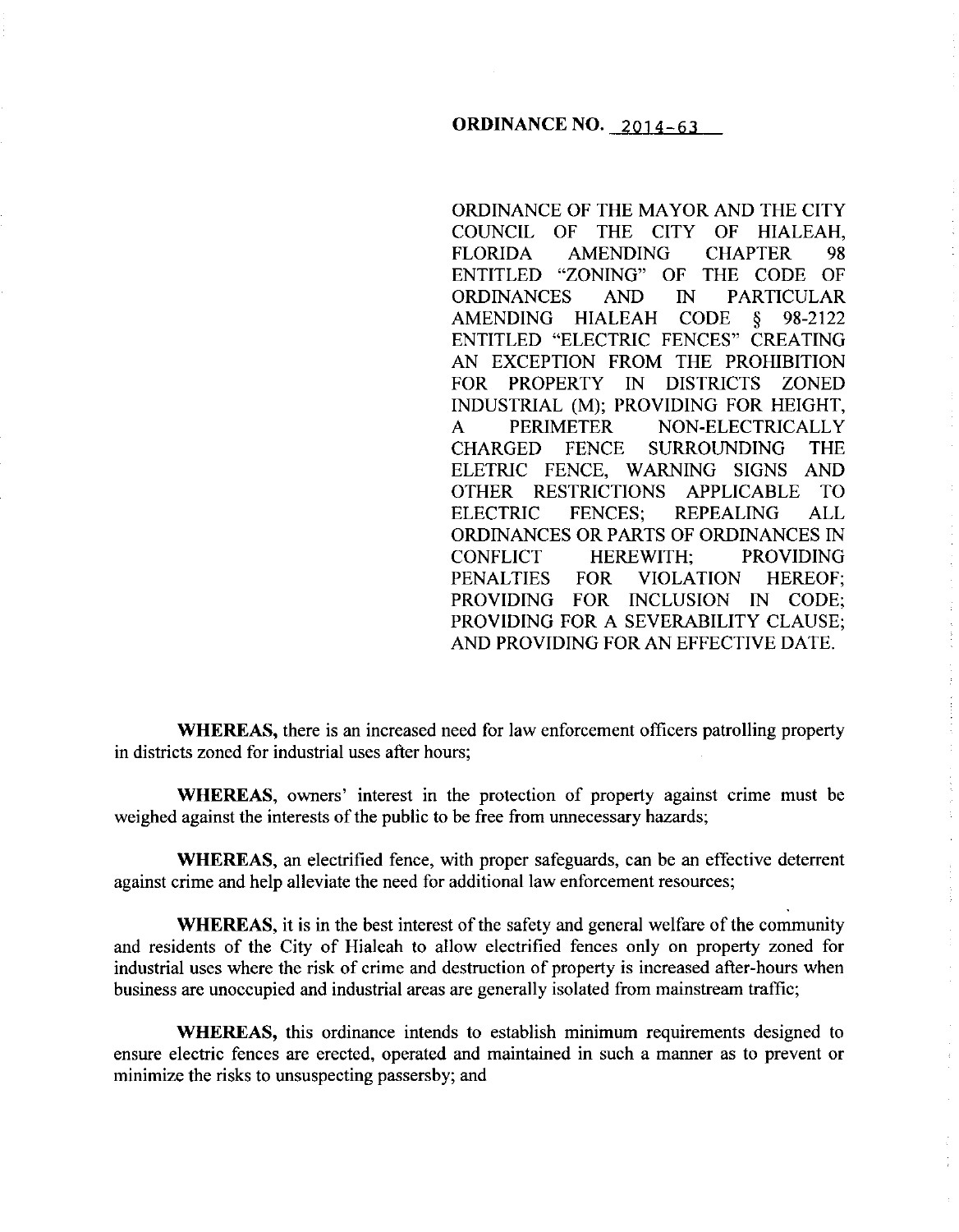**ORDINANCE NO. 2014-63**

ORDINANCE OF THE MAYOR AND THE CITY COUNCIL OF THE CITY OF HIALEAH, FLORIDA AMENDING CHAPTER 98 ENTITLED "ZONING" OF THE CODE OF ORDINANCES AND IN PARTICULAR AMENDING HIALEAH CODE § 98-2122 ENTITLED "ELECTRIC FENCES" CREATING AN EXCEPTION FROM THE PROHIBITION FOR PROPERTY IN DISTRICTS ZONED INDUSTRIAL (M); PROVIDING FOR HEIGHT, A PERIMETER NON-ELECTRICALLY CHARGED FENCE SURROUNDING THE ELETRIC FENCE, WARNING SIGNS AND OTHER RESTRICTIONS APPLICABLE TO ELECTRIC FENCES; REPEALING ALL ORDINANCES OR PARTS OF ORDINANCES IN CONFLICT HEREWITH; PROVIDING PENALTIES FOR VIOLATION HEREOF; PROVIDING FOR INCLUSION IN CODE; PROVIDING FOR A SEVERABILITY CLAUSE; AND PROVIDING FOR AN EFFECTIVE DATE.

**WHEREAS,** there is an increased need for law enforcement officers patrolling property in districts zoned for industrial uses after hours;

**WHEREAS,** owners' interest in the protection of property against crime must be weighed against the interests of the public to be free from unnecessary hazards;

**WHEREAS,** an electrified fence, with proper safeguards, can be an effective deterrent against crime and help alleviate the need for additional law enforcement resources;

**WHEREAS,** it is in the best interest of the safety and general welfare of the community and residents of the City of Hialeah to allow electrified fences only on property zoned for industrial uses where the risk of crime and destruction of property is increased after-hours when business are unoccupied and industrial areas are generally isolated from mainstream traffic;

**WHEREAS,** this ordinance intends to establish minimum requirements designed to ensure electric fences are erected, operated and maintained in such a manner as to prevent or minimize the risks to unsuspecting passersby; and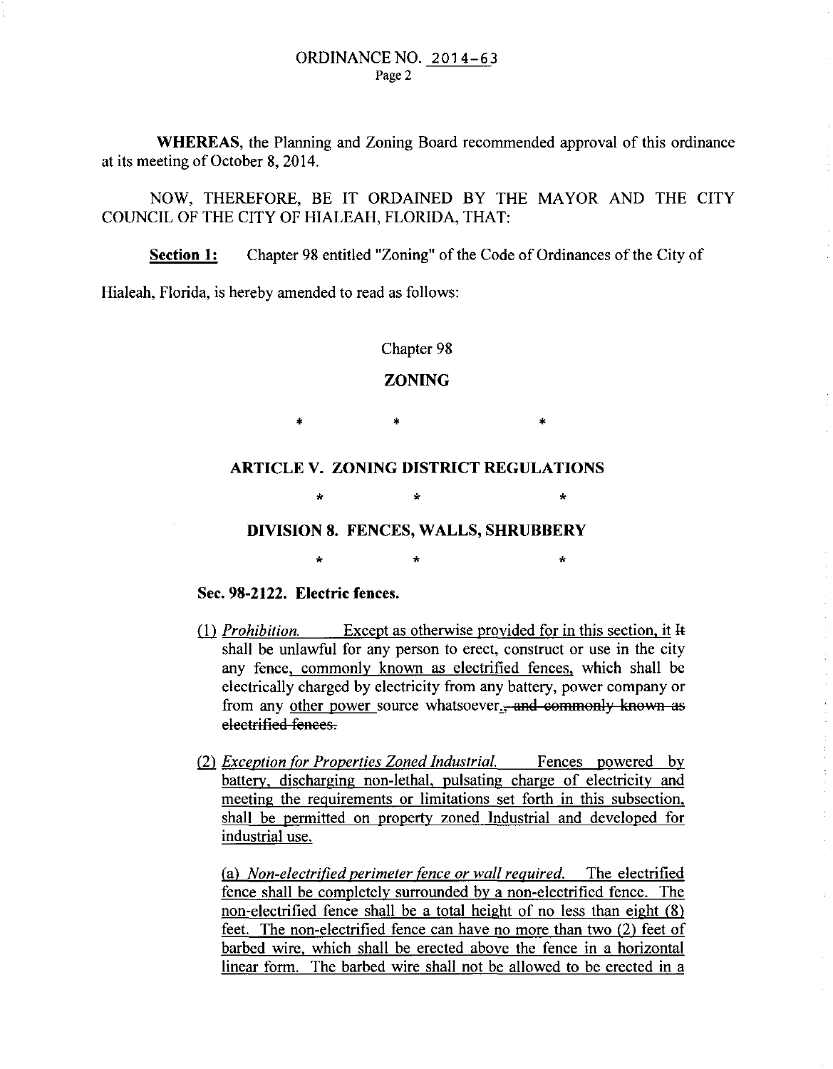**WHEREAS**, the Planning and Zoning Board recommended approval of this ordinance at its meeting of October 8, 2014.

NOW, THEREFORE, BE IT ORDAINED BY THE MAYOR AND THE CITY COUNCIL OF THE CITY OF HIALEAH, FLORIDA, THAT:

**<u>Section 1:</u>** Chapter 98 entitled "Zoning" of the Code of Ordinances of the City of Hialeah, Florida, is hereby amended to read as follows:

Chapter 98

**ZONING**

\* \* \*

**ARTICLE V. ZONING DISTRICT REGULATIONS**

\* \* \*

**DIVISION 8. FENCES, WALLS, SHRUBBERY**

\* \* \*

**Sec. 98-2122. Electric fences.**

<u>(1) *Prohibition.* Except as otherwise provided for in this section, it</u> ~~It~~ shall be unlawful for any person to erect, construct or use in the city any fence<u>, commonly known as electrified fences,</u> which shall be electrically charged by electricity from any battery, power company or from any <u>other power</u> source whatsoever<u>.</u>~~, and commonly known as electrified fences.~~

<u>(2) *Exception for Properties Zoned Industrial.* Fences powered by battery, discharging non-lethal, pulsating charge of electricity and meeting the requirements or limitations set forth in this subsection, shall be permitted on property zoned Industrial and developed for industrial use.</u>

<u>(a) *Non-electrified perimeter fence or wall required.* The electrified fence shall be completely surrounded by a non-electrified fence. The non-electrified fence shall be a total height of no less than eight (8) feet. The non-electrified fence can have no more than two (2) feet of barbed wire, which shall be erected above the fence in a horizontal linear form. The barbed wire shall not be allowed to be erected in a</u>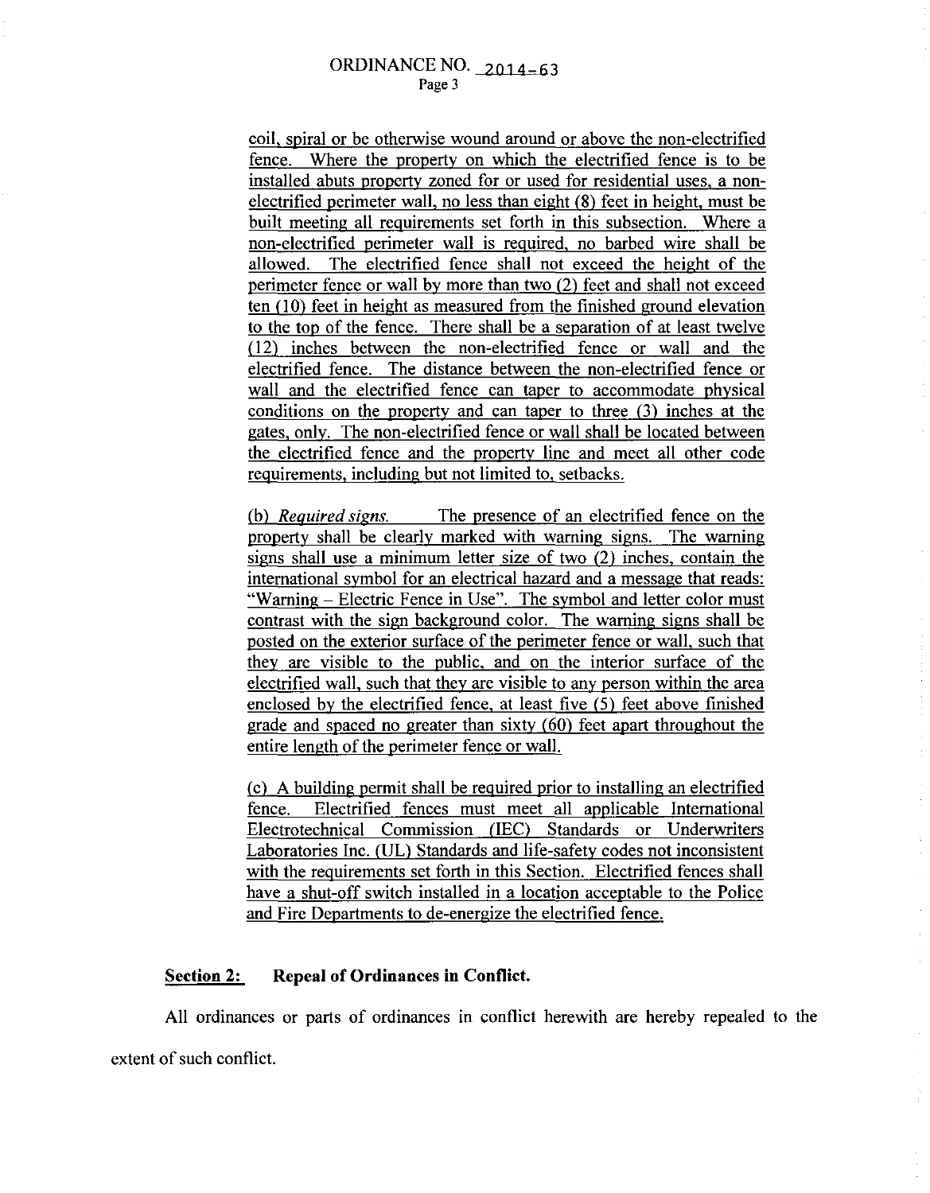coil, spiral or be otherwise wound around or above the non-electrified fence. Where the property on which the electrified fence is to be installed abuts property zoned for or used for residential uses, a non-electrified perimeter wall, no less than eight (8) feet in height, must be built meeting all requirements set forth in this subsection. Where a non-electrified perimeter wall is required, no barbed wire shall be allowed. The electrified fence shall not exceed the height of the perimeter fence or wall by more than two (2) feet and shall not exceed ten (10) feet in height as measured from the finished ground elevation to the top of the fence. There shall be a separation of at least twelve (12) inches between the non-electrified fence or wall and the electrified fence. The distance between the non-electrified fence or wall and the electrified fence can taper to accommodate physical conditions on the property and can taper to three (3) inches at the gates, only. The non-electrified fence or wall shall be located between the electrified fence and the property line and meet all other code requirements, including but not limited to, setbacks.

(b) *Required signs.* The presence of an electrified fence on the property shall be clearly marked with warning signs. The warning signs shall use a minimum letter size of two (2) inches, contain the international symbol for an electrical hazard and a message that reads: "Warning – Electric Fence in Use". The symbol and letter color must contrast with the sign background color. The warning signs shall be posted on the exterior surface of the perimeter fence or wall, such that they are visible to the public, and on the interior surface of the electrified wall, such that they are visible to any person within the area enclosed by the electrified fence, at least five (5) feet above finished grade and spaced no greater than sixty (60) feet apart throughout the entire length of the perimeter fence or wall.

(c) A building permit shall be required prior to installing an electrified fence. Electrified fences must meet all applicable International Electrotechnical Commission (IEC) Standards or Underwriters Laboratories Inc. (UL) Standards and life-safety codes not inconsistent with the requirements set forth in this Section. Electrified fences shall have a shut-off switch installed in a location acceptable to the Police and Fire Departments to de-energize the electrified fence.

**Section 2: Repeal of Ordinances in Conflict.**

All ordinances or parts of ordinances in conflict herewith are hereby repealed to the extent of such conflict.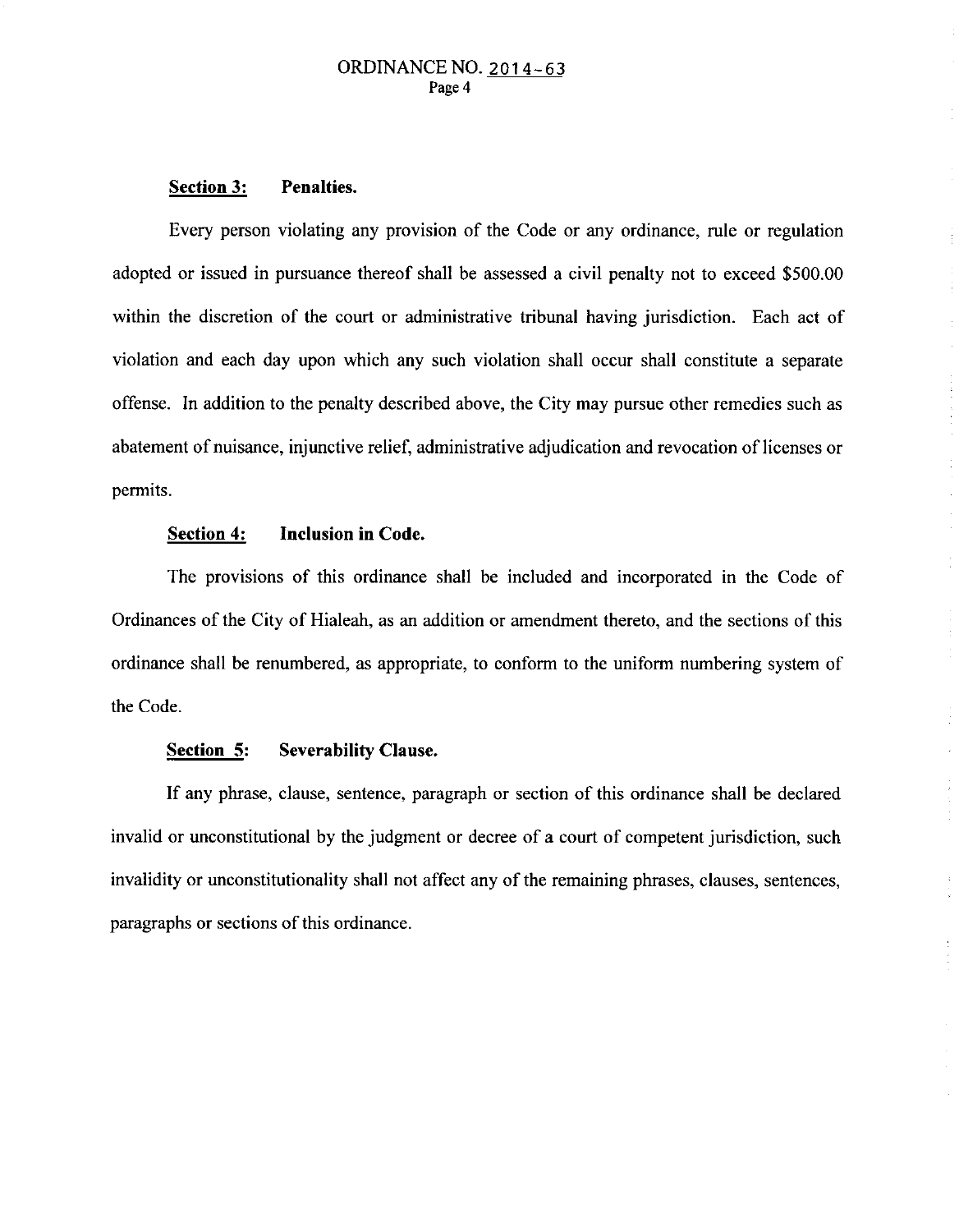**Section 3: Penalties.**

Every person violating any provision of the Code or any ordinance, rule or regulation adopted or issued in pursuance thereof shall be assessed a civil penalty not to exceed $500.00 within the discretion of the court or administrative tribunal having jurisdiction. Each act of violation and each day upon which any such violation shall occur shall constitute a separate offense. In addition to the penalty described above, the City may pursue other remedies such as abatement of nuisance, injunctive relief, administrative adjudication and revocation of licenses or permits.

**Section 4: Inclusion in Code.**

The provisions of this ordinance shall be included and incorporated in the Code of Ordinances of the City of Hialeah, as an addition or amendment thereto, and the sections of this ordinance shall be renumbered, as appropriate, to conform to the uniform numbering system of the Code.

**Section 5: Severability Clause.**

If any phrase, clause, sentence, paragraph or section of this ordinance shall be declared invalid or unconstitutional by the judgment or decree of a court of competent jurisdiction, such invalidity or unconstitutionality shall not affect any of the remaining phrases, clauses, sentences, paragraphs or sections of this ordinance.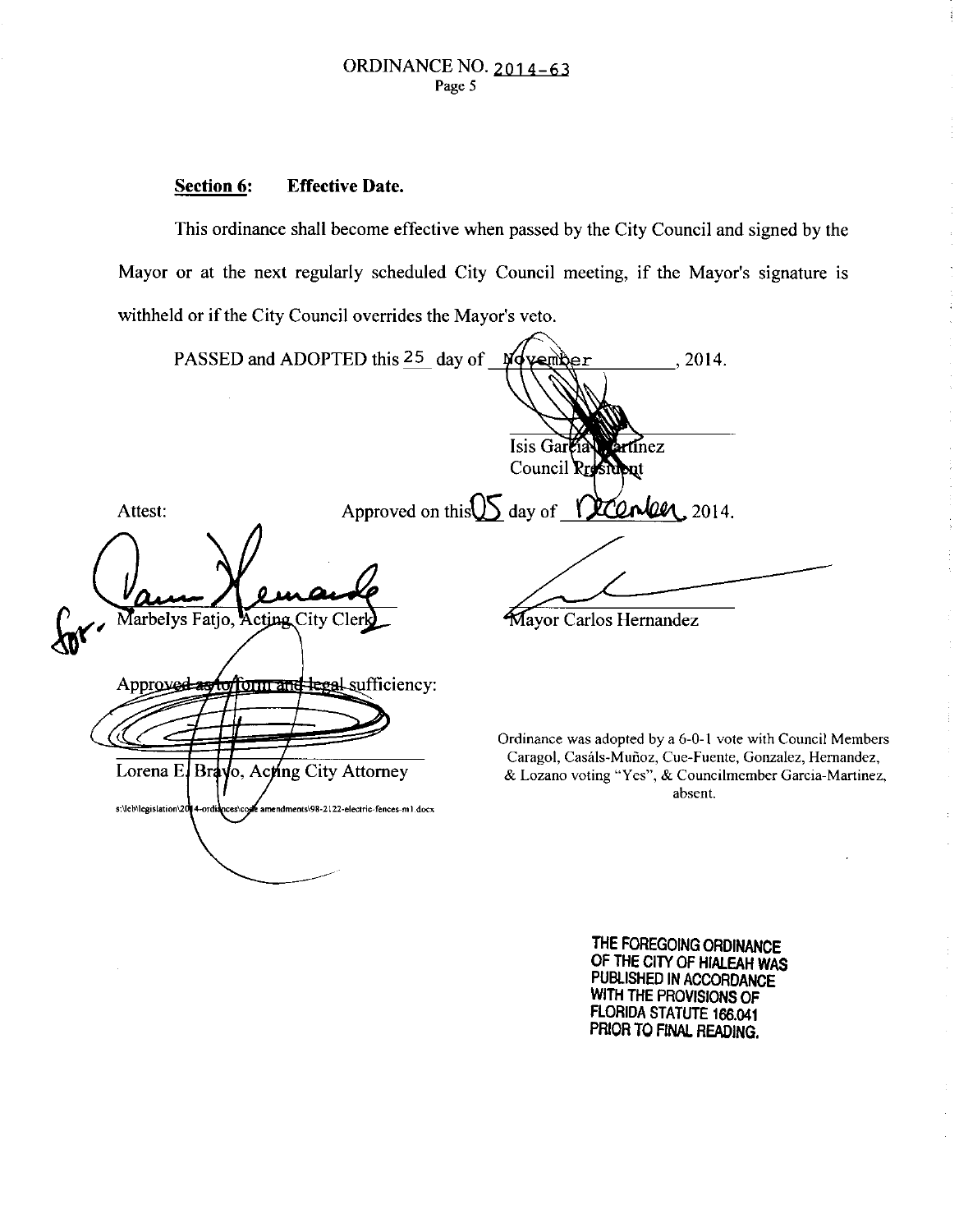ORDINANCE NO. 2014-63

**Section 6: Effective Date.**

This ordinance shall become effective when passed by the City Council and signed by the Mayor or at the next regularly scheduled City Council meeting, if the Mayor's signature is withheld or if the City Council overrides the Mayor's veto.

PASSED and ADOPTED this 25 day of November, 2014.

Isis Garcia-Martinez
Council President

Attest:

Approved on this 05 day of December, 2014.

for Marbelys Fatjo, Acting City Clerk

Mayor Carlos Hernandez

Approved as to form and legal sufficiency:

Lorena E. Bravo, Acting City Attorney

s:\leb\legislation\2014-ordinances\code amendments\98-2122-electric-fences-m1.docx

Ordinance was adopted by a 6-0-1 vote with Council Members Caragol, Casáls-Muñoz, Cue-Fuente, Gonzalez, Hernandez, & Lozano voting "Yes", & Councilmember Garcia-Martinez, absent.

THE FOREGOING ORDINANCE OF THE CITY OF HIALEAH WAS PUBLISHED IN ACCORDANCE WITH THE PROVISIONS OF FLORIDA STATUTE 166.041 PRIOR TO FINAL READING.